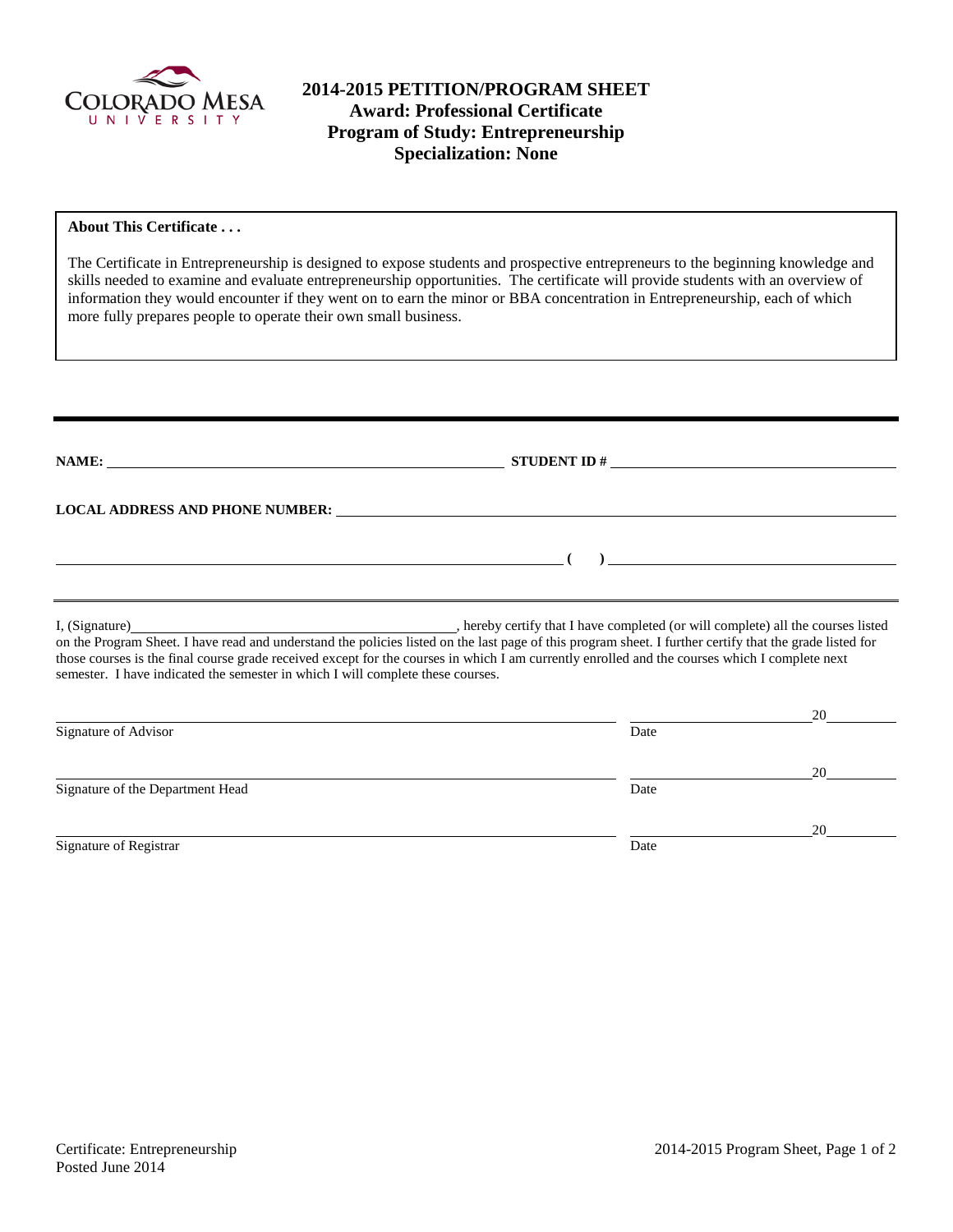# 2014-2015 PETITION/PROGRAM SHEET
## Award: Professional Certificate
## Program of Study: Entrepreneurship
## Specialization: None

**About This Certificate . . .**

The Certificate in Entrepreneurship is designed to expose students and prospective entrepreneurs to the beginning knowledge and skills needed to examine and evaluate entrepreneurship opportunities. The certificate will provide students with an overview of information they would encounter if they went on to earn the minor or BBA concentration in Entrepreneurship, each of which more fully prepares people to operate their own small business.

---

**NAME:** ______________________________ **STUDENT ID #** ______________________________

**LOCAL ADDRESS AND PHONE NUMBER:** ______________________________

______________________________ **(   )** ______________________________

I, (Signature)______________________________, hereby certify that I have completed (or will complete) all the courses listed on the Program Sheet. I have read and understand the policies listed on the last page of this program sheet. I further certify that the grade listed for those courses is the final course grade received except for the courses in which I am currently enrolled and the courses which I complete next semester. I have indicated the semester in which I will complete these courses.

______________________________ ______________20______
Signature of Advisor Date

______________________________ ______________20______
Signature of the Department Head Date

______________________________ ______________20______
Signature of Registrar Date

Certificate: Entrepreneurship
Posted June 2014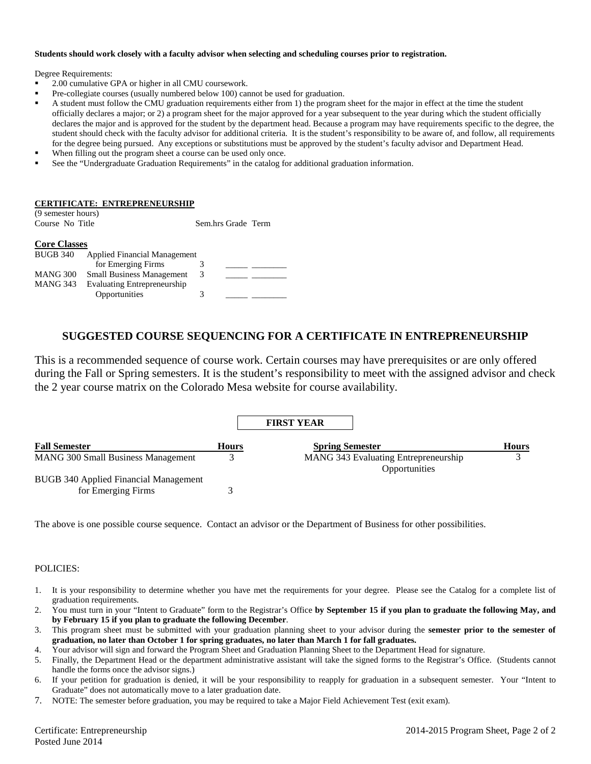**Students should work closely with a faculty advisor when selecting and scheduling courses prior to registration.**

Degree Requirements:

- 2.00 cumulative GPA or higher in all CMU coursework.
- Pre-collegiate courses (usually numbered below 100) cannot be used for graduation.
- A student must follow the CMU graduation requirements either from 1) the program sheet for the major in effect at the time the student officially declares a major; or 2) a program sheet for the major approved for a year subsequent to the year during which the student officially declares the major and is approved for the student by the department head. Because a program may have requirements specific to the degree, the student should check with the faculty advisor for additional criteria. It is the student's responsibility to be aware of, and follow, all requirements for the degree being pursued. Any exceptions or substitutions must be approved by the student's faculty advisor and Department Head.
- When filling out the program sheet a course can be used only once.
- See the "Undergraduate Graduation Requirements" in the catalog for additional graduation information.

**CERTIFICATE: ENTREPRENEURSHIP**

(9 semester hours)

**Core Classes**

| Course No | Title | Sem.hrs | Grade | Term |
|---|---|---|---|---|
| BUGB 340 | Applied Financial Management for Emerging Firms | 3 | _____ | ________ |
| MANG 300 | Small Business Management | 3 | _____ | ________ |
| MANG 343 | Evaluating Entrepreneurship Opportunities | 3 | _____ | ________ |

## SUGGESTED COURSE SEQUENCING FOR A CERTIFICATE IN ENTREPRENEURSHIP

This is a recommended sequence of course work. Certain courses may have prerequisites or are only offered during the Fall or Spring semesters. It is the student's responsibility to meet with the assigned advisor and check the 2 year course matrix on the Colorado Mesa website for course availability.

**FIRST YEAR**

| Fall Semester | Hours | Spring Semester | Hours |
|---|---|---|---|
| MANG 300 Small Business Management | 3 | MANG 343 Evaluating Entrepreneurship Opportunities | 3 |
| BUGB 340 Applied Financial Management for Emerging Firms | 3 | | |

The above is one possible course sequence. Contact an advisor or the Department of Business for other possibilities.

POLICIES:

1. It is your responsibility to determine whether you have met the requirements for your degree. Please see the Catalog for a complete list of graduation requirements.
2. You must turn in your "Intent to Graduate" form to the Registrar's Office **by September 15 if you plan to graduate the following May, and by February 15 if you plan to graduate the following December**.
3. This program sheet must be submitted with your graduation planning sheet to your advisor during the **semester prior to the semester of graduation, no later than October 1 for spring graduates, no later than March 1 for fall graduates.**
4. Your advisor will sign and forward the Program Sheet and Graduation Planning Sheet to the Department Head for signature.
5. Finally, the Department Head or the department administrative assistant will take the signed forms to the Registrar's Office. (Students cannot handle the forms once the advisor signs.)
6. If your petition for graduation is denied, it will be your responsibility to reapply for graduation in a subsequent semester. Your "Intent to Graduate" does not automatically move to a later graduation date.
7. NOTE: The semester before graduation, you may be required to take a Major Field Achievement Test (exit exam).